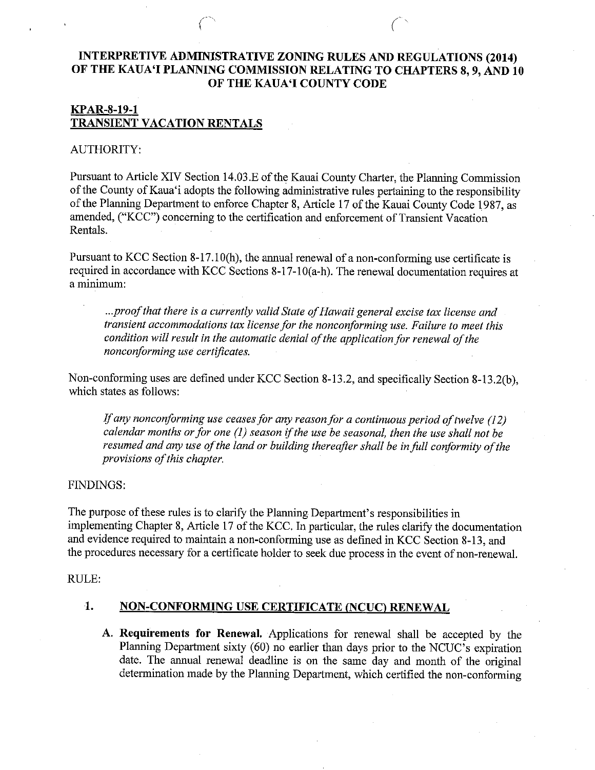# INTERPRETIVE ADMINISTRATIVE ZONING RULES AND REGULATIONS (2014) OF THE KAUA'I PLANNING COMMISSION RELATING TO CHAPTERS 8, 9, AND 10 OF THE KAUA'I COUNTY CODE

## KPAR-8-19-1
## TRANSIENT VACATION RENTALS

AUTHORITY:

Pursuant to Article XIV Section 14.03.E of the Kauai County Charter, the Planning Commission of the County of Kaua'i adopts the following administrative rules pertaining to the responsibility of the Planning Department to enforce Chapter 8, Article 17 of the Kauai County Code 1987, as amended, ("KCC") concerning to the certification and enforcement of Transient Vacation Rentals.

Pursuant to KCC Section 8-17.10(h), the annual renewal of a non-conforming use certificate is required in accordance with KCC Sections 8-17-10(a-h). The renewal documentation requires at a minimum:

> *...proof that there is a currently valid State of Hawaii general excise tax license and transient accommodations tax license for the nonconforming use. Failure to meet this condition will result in the automatic denial of the application for renewal of the nonconforming use certificates.*

Non-conforming uses are defined under KCC Section 8-13.2, and specifically Section 8-13.2(b), which states as follows:

> *If any nonconforming use ceases for any reason for a continuous period of twelve (12) calendar months or for one (1) season if the use be seasonal, then the use shall not be resumed and any use of the land or building thereafter shall be in full conformity of the provisions of this chapter.*

FINDINGS:

The purpose of these rules is to clarify the Planning Department's responsibilities in implementing Chapter 8, Article 17 of the KCC. In particular, the rules clarify the documentation and evidence required to maintain a non-conforming use as defined in KCC Section 8-13, and the procedures necessary for a certificate holder to seek due process in the event of non-renewal.

RULE:

### 1. NON-CONFORMING USE CERTIFICATE (NCUC) RENEWAL

A. **Requirements for Renewal.** Applications for renewal shall be accepted by the Planning Department sixty (60) no earlier than days prior to the NCUC's expiration date. The annual renewal deadline is on the same day and month of the original determination made by the Planning Department, which certified the non-conforming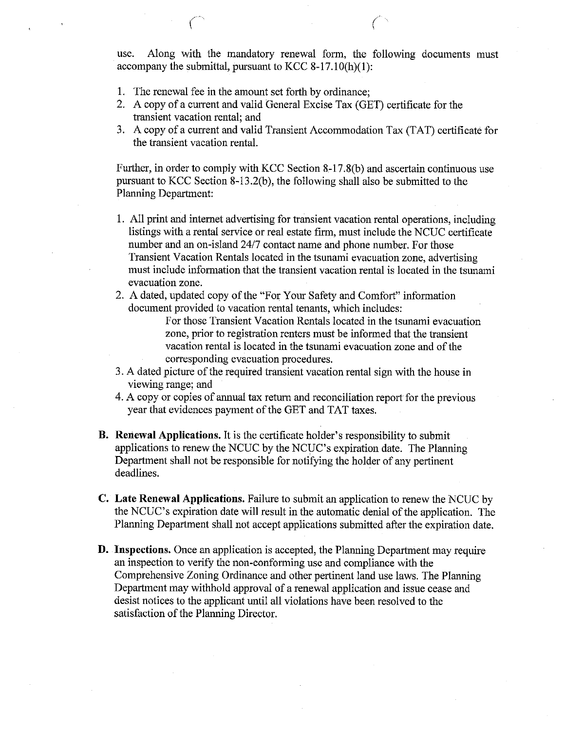use. Along with the mandatory renewal form, the following documents must accompany the submittal, pursuant to KCC 8-17.10(h)(1):

1. The renewal fee in the amount set forth by ordinance;
2. A copy of a current and valid General Excise Tax (GET) certificate for the transient vacation rental; and
3. A copy of a current and valid Transient Accommodation Tax (TAT) certificate for the transient vacation rental.

Further, in order to comply with KCC Section 8-17.8(b) and ascertain continuous use pursuant to KCC Section 8-13.2(b), the following shall also be submitted to the Planning Department:

1. All print and internet advertising for transient vacation rental operations, including listings with a rental service or real estate firm, must include the NCUC certificate number and an on-island 24/7 contact name and phone number. For those Transient Vacation Rentals located in the tsunami evacuation zone, advertising must include information that the transient vacation rental is located in the tsunami evacuation zone.
2. A dated, updated copy of the "For Your Safety and Comfort" information document provided to vacation rental tenants, which includes:

   For those Transient Vacation Rentals located in the tsunami evacuation zone, prior to registration renters must be informed that the transient vacation rental is located in the tsunami evacuation zone and of the corresponding evacuation procedures.
3. A dated picture of the required transient vacation rental sign with the house in viewing range; and
4. A copy or copies of annual tax return and reconciliation report for the previous year that evidences payment of the GET and TAT taxes.

**B. Renewal Applications.** It is the certificate holder's responsibility to submit applications to renew the NCUC by the NCUC's expiration date. The Planning Department shall not be responsible for notifying the holder of any pertinent deadlines.

**C. Late Renewal Applications.** Failure to submit an application to renew the NCUC by the NCUC's expiration date will result in the automatic denial of the application. The Planning Department shall not accept applications submitted after the expiration date.

**D. Inspections.** Once an application is accepted, the Planning Department may require an inspection to verify the non-conforming use and compliance with the Comprehensive Zoning Ordinance and other pertinent land use laws. The Planning Department may withhold approval of a renewal application and issue cease and desist notices to the applicant until all violations have been resolved to the satisfaction of the Planning Director.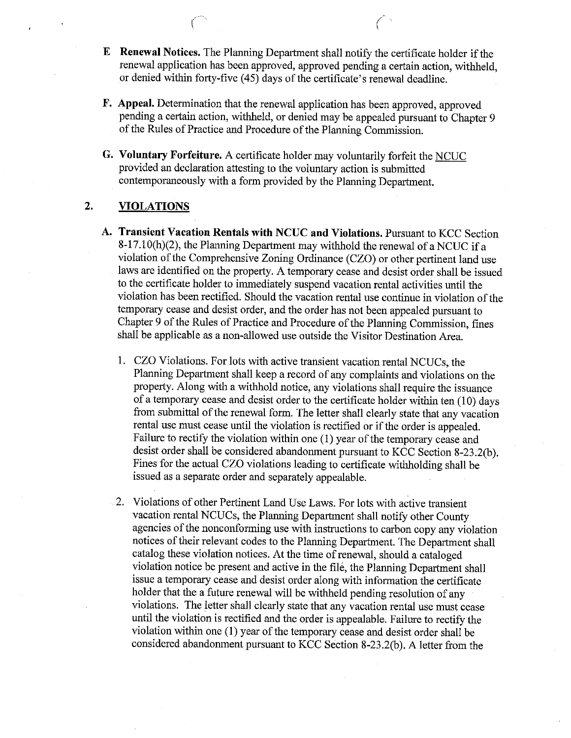**E Renewal Notices.** The Planning Department shall notify the certificate holder if the renewal application has been approved, approved pending a certain action, withheld, or denied within forty-five (45) days of the certificate's renewal deadline.

**F. Appeal.** Determination that the renewal application has been approved, approved pending a certain action, withheld, or denied may be appealed pursuant to Chapter 9 of the Rules of Practice and Procedure of the Planning Commission.

**G. Voluntary Forfeiture.** A certificate holder may voluntarily forfeit the NCUC provided an declaration attesting to the voluntary action is submitted contemporaneously with a form provided by the Planning Department.

## 2. VIOLATIONS

**A. Transient Vacation Rentals with NCUC and Violations.** Pursuant to KCC Section 8-17.10(h)(2), the Planning Department may withhold the renewal of a NCUC if a violation of the Comprehensive Zoning Ordinance (CZO) or other pertinent land use laws are identified on the property. A temporary cease and desist order shall be issued to the certificate holder to immediately suspend vacation rental activities until the violation has been rectified. Should the vacation rental use continue in violation of the temporary cease and desist order, and the order has not been appealed pursuant to Chapter 9 of the Rules of Practice and Procedure of the Planning Commission, fines shall be applicable as a non-allowed use outside the Visitor Destination Area.

1. CZO Violations. For lots with active transient vacation rental NCUCs, the Planning Department shall keep a record of any complaints and violations on the property. Along with a withhold notice, any violations shall require the issuance of a temporary cease and desist order to the certificate holder within ten (10) days from submittal of the renewal form. The letter shall clearly state that any vacation rental use must cease until the violation is rectified or if the order is appealed. Failure to rectify the violation within one (1) year of the temporary cease and desist order shall be considered abandonment pursuant to KCC Section 8-23.2(b). Fines for the actual CZO violations leading to certificate withholding shall be issued as a separate order and separately appealable.

2. Violations of other Pertinent Land Use Laws. For lots with active transient vacation rental NCUCs, the Planning Department shall notify other County agencies of the nonconforming use with instructions to carbon copy any violation notices of their relevant codes to the Planning Department. The Department shall catalog these violation notices. At the time of renewal, should a cataloged violation notice be present and active in the file, the Planning Department shall issue a temporary cease and desist order along with information the certificate holder that the a future renewal will be withheld pending resolution of any violations. The letter shall clearly state that any vacation rental use must cease until the violation is rectified and the order is appealable. Failure to rectify the violation within one (1) year of the temporary cease and desist order shall be considered abandonment pursuant to KCC Section 8-23.2(b). A letter from the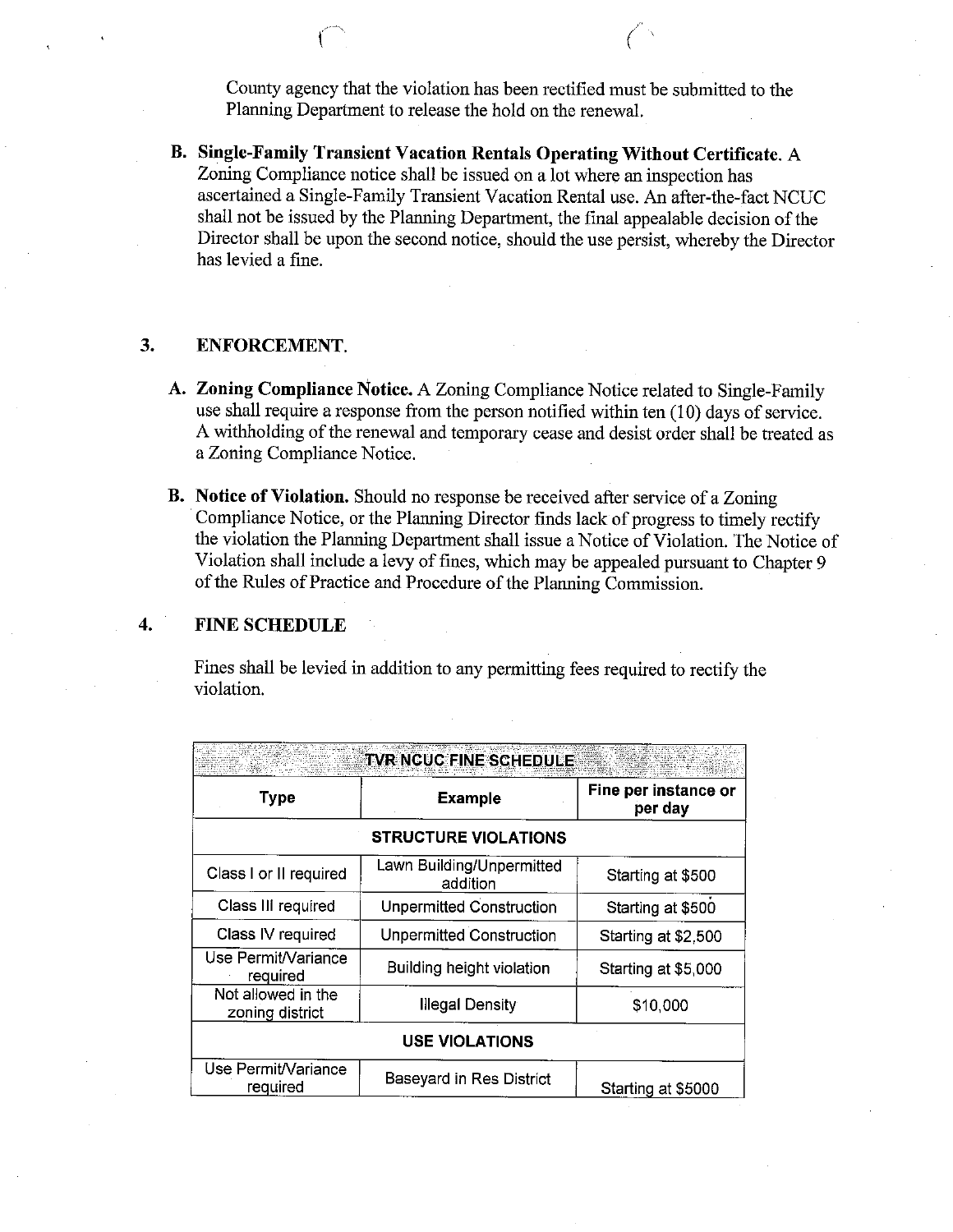County agency that the violation has been rectified must be submitted to the Planning Department to release the hold on the renewal.

**B. Single-Family Transient Vacation Rentals Operating Without Certificate.** A Zoning Compliance notice shall be issued on a lot where an inspection has ascertained a Single-Family Transient Vacation Rental use. An after-the-fact NCUC shall not be issued by the Planning Department, the final appealable decision of the Director shall be upon the second notice, should the use persist, whereby the Director has levied a fine.

## 3. ENFORCEMENT.

**A. Zoning Compliance Notice.** A Zoning Compliance Notice related to Single-Family use shall require a response from the person notified within ten (10) days of service. A withholding of the renewal and temporary cease and desist order shall be treated as a Zoning Compliance Notice.

**B. Notice of Violation.** Should no response be received after service of a Zoning Compliance Notice, or the Planning Director finds lack of progress to timely rectify the violation the Planning Department shall issue a Notice of Violation. The Notice of Violation shall include a levy of fines, which may be appealed pursuant to Chapter 9 of the Rules of Practice and Procedure of the Planning Commission.

## 4. FINE SCHEDULE

Fines shall be levied in addition to any permitting fees required to rectify the violation.

| TVR NCUC FINE SCHEDULE | | |
|---|---|---|
| **Type** | **Example** | **Fine per instance or per day** |
| **STRUCTURE VIOLATIONS** | | |
| Class I or II required | Lawn Building/Unpermitted addition | Starting at $500 |
| Class III required | Unpermitted Construction | Starting at $500 |
| Class IV required | Unpermitted Construction | Starting at $2,500 |
| Use Permit/Variance required | Building height violation | Starting at $5,000 |
| Not allowed in the zoning district | Illegal Density | $10,000 |
| **USE VIOLATIONS** | | |
| Use Permit/Variance required | Baseyard in Res District | Starting at $5000 |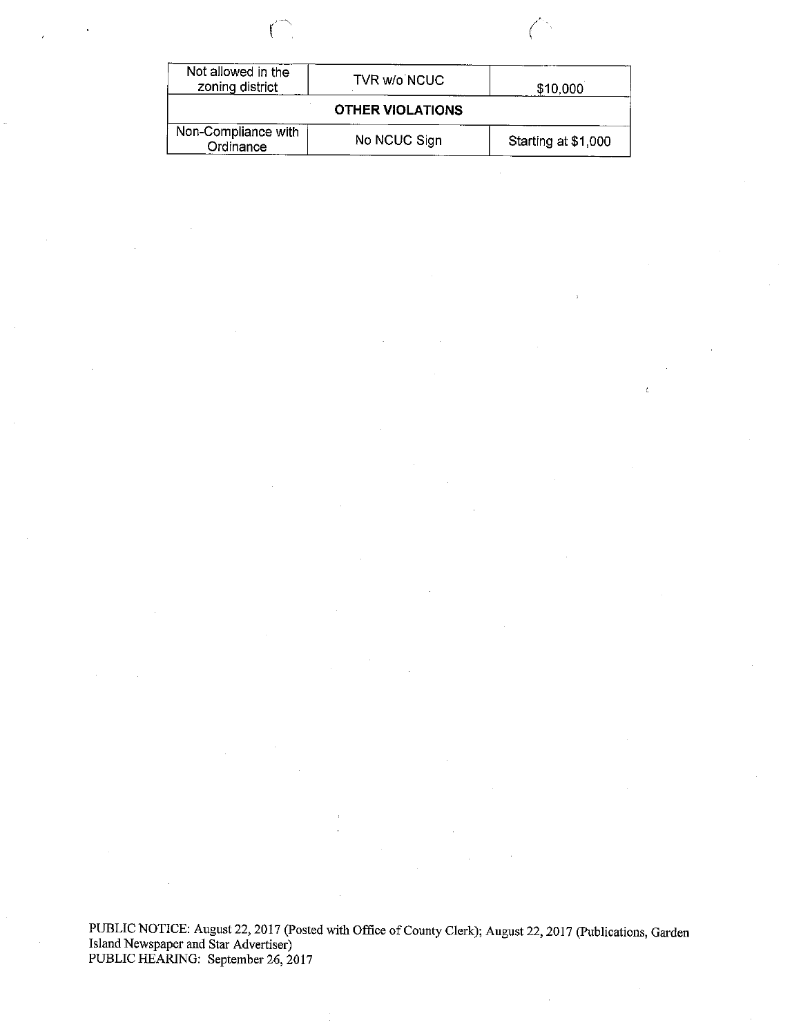| Not allowed in the zoning district | TVR w/o NCUC | $10,000 |
|---|---|---|
| **OTHER VIOLATIONS** | | |
| Non-Compliance with Ordinance | No NCUC Sign | Starting at $1,000 |

PUBLIC NOTICE: August 22, 2017 (Posted with Office of County Clerk); August 22, 2017 (Publications, Garden Island Newspaper and Star Advertiser)
PUBLIC HEARING: September 26, 2017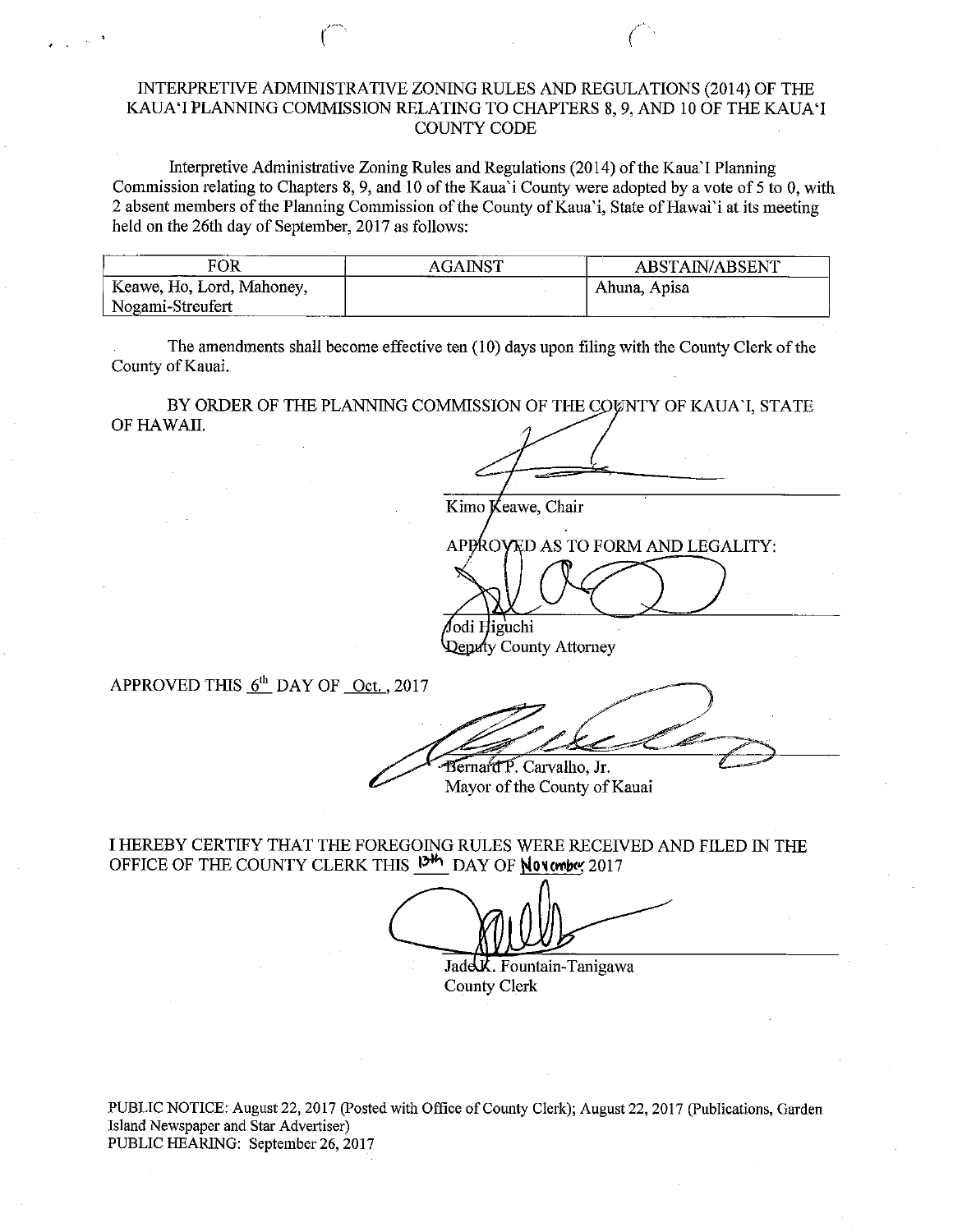# INTERPRETIVE ADMINISTRATIVE ZONING RULES AND REGULATIONS (2014) OF THE KAUA'I PLANNING COMMISSION RELATING TO CHAPTERS 8, 9, AND 10 OF THE KAUA'I COUNTY CODE

Interpretive Administrative Zoning Rules and Regulations (2014) of the Kaua`I Planning Commission relating to Chapters 8, 9, and 10 of the Kaua`i County were adopted by a vote of 5 to 0, with 2 absent members of the Planning Commission of the County of Kaua'i, State of Hawai`i at its meeting held on the 26th day of September, 2017 as follows:

| FOR | AGAINST | ABSTAIN/ABSENT |
|---|---|---|
| Keawe, Ho, Lord, Mahoney, Nogami-Streufert | | Ahuna, Apisa |

The amendments shall become effective ten (10) days upon filing with the County Clerk of the County of Kauai.

BY ORDER OF THE PLANNING COMMISSION OF THE COUNTY OF KAUA`I, STATE OF HAWAII.

Kimo Keawe, Chair

APPROVED AS TO FORM AND LEGALITY:

Jodi Higuchi
Deputy County Attorney

APPROVED THIS 6th DAY OF Oct., 2017

Bernard P. Carvalho, Jr.
Mayor of the County of Kauai

I HEREBY CERTIFY THAT THE FOREGOING RULES WERE RECEIVED AND FILED IN THE OFFICE OF THE COUNTY CLERK THIS 13th DAY OF November 2017

Jade K. Fountain-Tanigawa
County Clerk

PUBLIC NOTICE: August 22, 2017 (Posted with Office of County Clerk); August 22, 2017 (Publications, Garden Island Newspaper and Star Advertiser)
PUBLIC HEARING: September 26, 2017